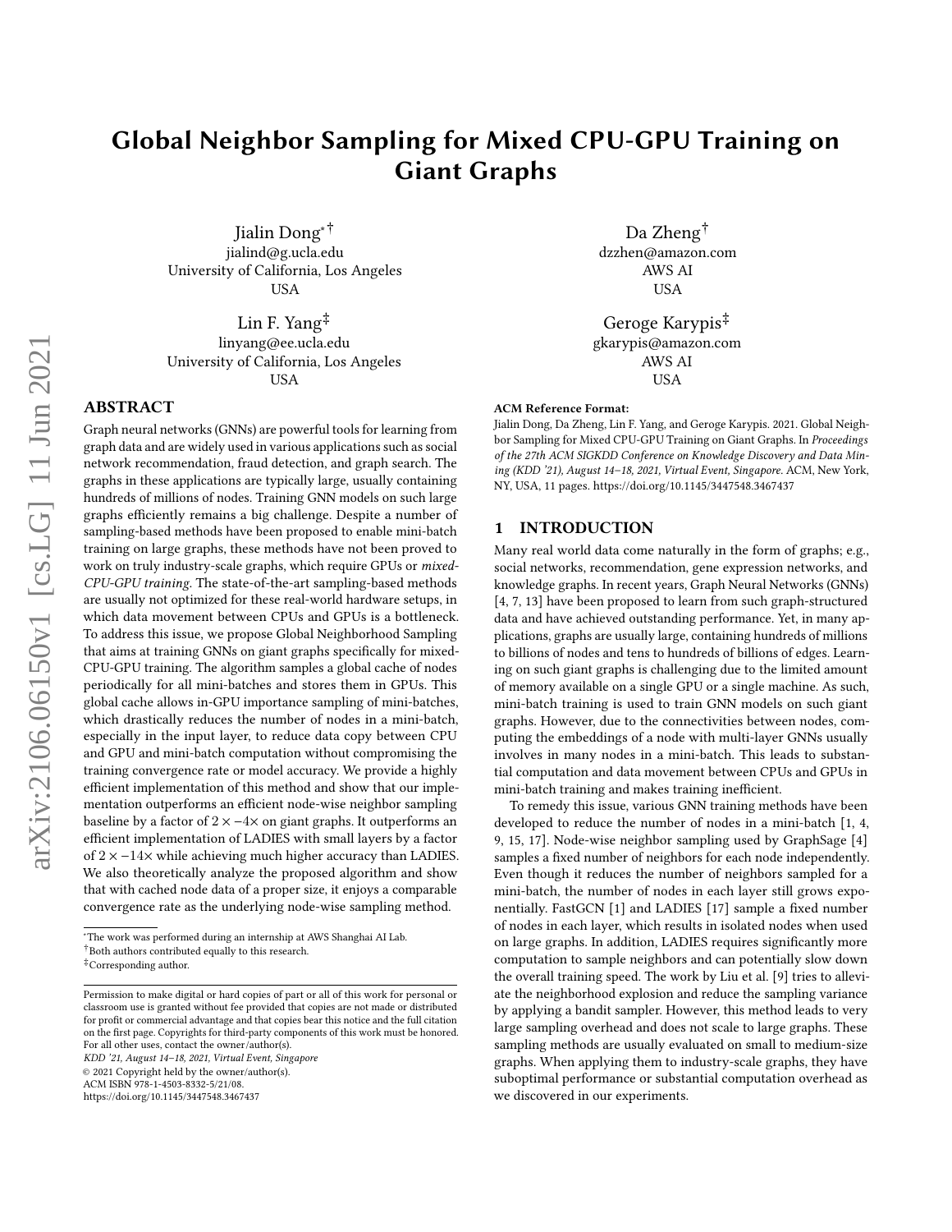# Global Neighbor Sampling for Mixed CPU-GPU Training on Giant Graphs

Jialin Dong[*] [†]
jialind@g.ucla.edu
University of California, Los Angeles
USA

Da Zheng[†]
dzzhen@amazon.com
AWS AI
USA

Lin F. Yang[‡]
linyang@ee.ucla.edu
University of California, Los Angeles
USA

Geroge Karypis[‡]
gkarypis@amazon.com
AWS AI
USA

## ABSTRACT

Graph neural networks (GNNs) are powerful tools for learning from graph data and are widely used in various applications such as social network recommendation, fraud detection, and graph search. The graphs in these applications are typically large, usually containing hundreds of millions of nodes. Training GNN models on such large graphs efficiently remains a big challenge. Despite a number of sampling-based methods have been proposed to enable mini-batch training on large graphs, these methods have not been proved to work on truly industry-scale graphs, which require GPUs or *mixed-CPU-GPU training*. The state-of-the-art sampling-based methods are usually not optimized for these real-world hardware setups, in which data movement between CPUs and GPUs is a bottleneck. To address this issue, we propose Global Neighborhood Sampling that aims at training GNNs on giant graphs specifically for mixed-CPU-GPU training. The algorithm samples a global cache of nodes periodically for all mini-batches and stores them in GPUs. This global cache allows in-GPU importance sampling of mini-batches, which drastically reduces the number of nodes in a mini-batch, especially in the input layer, to reduce data copy between CPU and GPU and mini-batch computation without compromising the training convergence rate or model accuracy. We provide a highly efficient implementation of this method and show that our implementation outperforms an efficient node-wise neighbor sampling baseline by a factor of $2\times-4\times$ on giant graphs. It outperforms an efficient implementation of LADIES with small layers by a factor of $2\times-14\times$ while achieving much higher accuracy than LADIES. We also theoretically analyze the proposed algorithm and show that with cached node data of a proper size, it enjoys a comparable convergence rate as the underlying node-wise sampling method.

[*]The work was performed during an internship at AWS Shanghai AI Lab.
[†]Both authors contributed equally to this research.
[‡]Corresponding author.

Permission to make digital or hard copies of part or all of this work for personal or classroom use is granted without fee provided that copies are not made or distributed for profit or commercial advantage and that copies bear this notice and the full citation on the first page. Copyrights for third-party components of this work must be honored. For all other uses, contact the owner/author(s).
*KDD '21, August 14–18, 2021, Virtual Event, Singapore*
© 2021 Copyright held by the owner/author(s).
ACM ISBN 978-1-4503-8332-5/21/08.
https://doi.org/10.1145/3447548.3467437

**ACM Reference Format:**
Jialin Dong, Da Zheng, Lin F. Yang, and Geroge Karypis. 2021. Global Neighbor Sampling for Mixed CPU-GPU Training on Giant Graphs. In *Proceedings of the 27th ACM SIGKDD Conference on Knowledge Discovery and Data Mining (KDD '21), August 14–18, 2021, Virtual Event, Singapore.* ACM, New York, NY, USA, 11 pages. https://doi.org/10.1145/3447548.3467437

## 1 INTRODUCTION

Many real world data come naturally in the form of graphs; e.g., social networks, recommendation, gene expression networks, and knowledge graphs. In recent years, Graph Neural Networks (GNNs) [4, 7, 13] have been proposed to learn from such graph-structured data and have achieved outstanding performance. Yet, in many applications, graphs are usually large, containing hundreds of millions to billions of nodes and tens to hundreds of billions of edges. Learning on such giant graphs is challenging due to the limited amount of memory available on a single GPU or a single machine. As such, mini-batch training is used to train GNN models on such giant graphs. However, due to the connectivities between nodes, computing the embeddings of a node with multi-layer GNNs usually involves in many nodes in a mini-batch. This leads to substantial computation and data movement between CPUs and GPUs in mini-batch training and makes training inefficient.

To remedy this issue, various GNN training methods have been developed to reduce the number of nodes in a mini-batch [1, 4, 9, 15, 17]. Node-wise neighbor sampling used by GraphSage [4] samples a fixed number of neighbors for each node independently. Even though it reduces the number of neighbors sampled for a mini-batch, the number of nodes in each layer still grows exponentially. FastGCN [1] and LADIES [17] sample a fixed number of nodes in each layer, which results in isolated nodes when used on large graphs. In addition, LADIES requires significantly more computation to sample neighbors and can potentially slow down the overall training speed. The work by Liu et al. [9] tries to alleviate the neighborhood explosion and reduce the sampling variance by applying a bandit sampler. However, this method leads to very large sampling overhead and does not scale to large graphs. These sampling methods are usually evaluated on small to medium-size graphs. When applying them to industry-scale graphs, they have suboptimal performance or substantial computation overhead as we discovered in our experiments.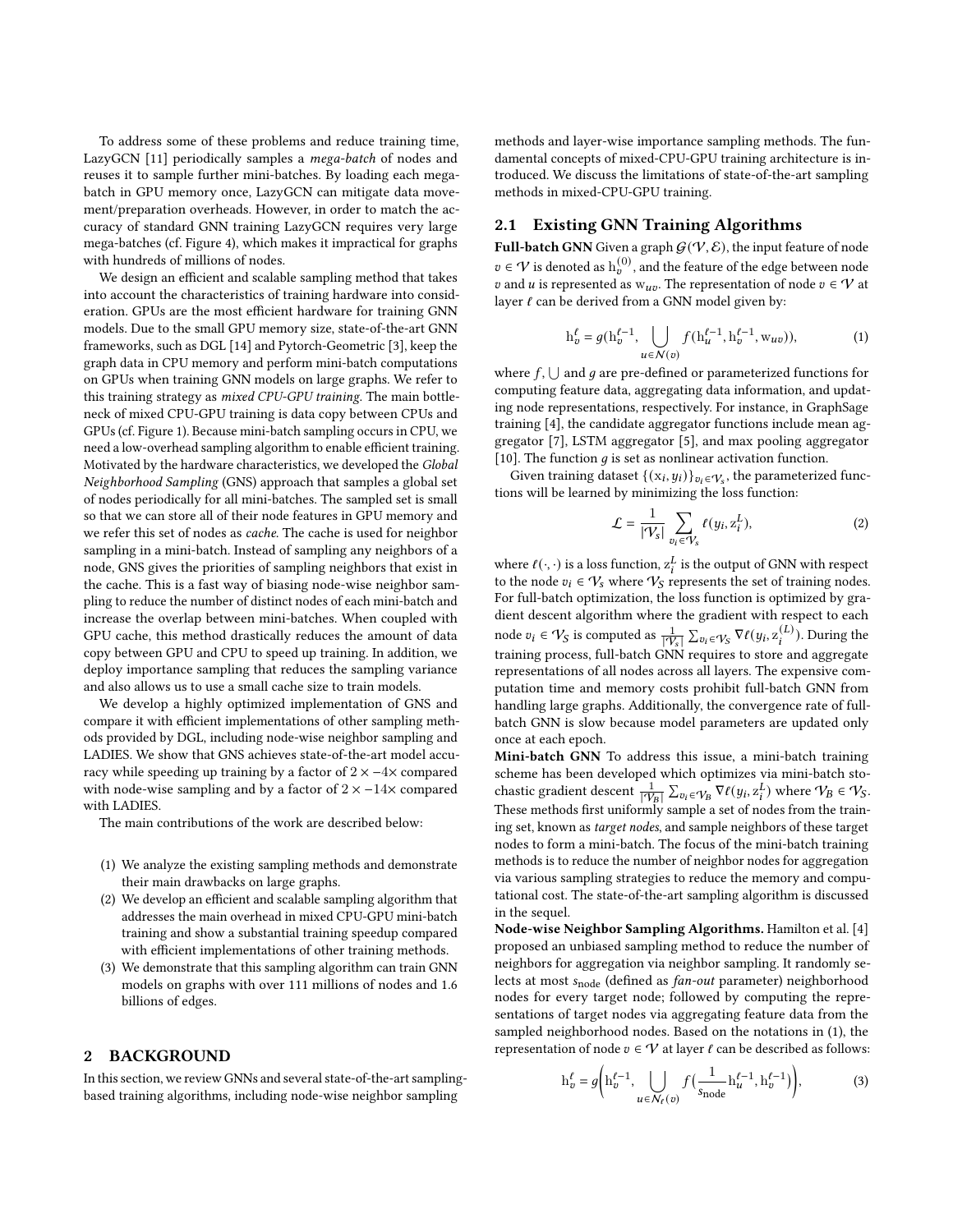To address some of these problems and reduce training time, LazyGCN [11] periodically samples a *mega-batch* of nodes and reuses it to sample further mini-batches. By loading each mega-batch in GPU memory once, LazyGCN can mitigate data movement/preparation overheads. However, in order to match the accuracy of standard GNN training LazyGCN requires very large mega-batches (cf. Figure 4), which makes it impractical for graphs with hundreds of millions of nodes.

We design an efficient and scalable sampling method that takes into account the characteristics of training hardware into consideration. GPUs are the most efficient hardware for training GNN models. Due to the small GPU memory size, state-of-the-art GNN frameworks, such as DGL [14] and Pytorch-Geometric [3], keep the graph data in CPU memory and perform mini-batch computations on GPUs when training GNN models on large graphs. We refer to this training strategy as *mixed CPU-GPU training*. The main bottleneck of mixed CPU-GPU training is data copy between CPUs and GPUs (cf. Figure 1). Because mini-batch sampling occurs in CPU, we need a low-overhead sampling algorithm to enable efficient training. Motivated by the hardware characteristics, we developed the *Global Neighborhood Sampling* (GNS) approach that samples a global set of nodes periodically for all mini-batches. The sampled set is small so that we can store all of their node features in GPU memory and we refer this set of nodes as *cache*. The cache is used for neighbor sampling in a mini-batch. Instead of sampling any neighbors of a node, GNS gives the priorities of sampling neighbors that exist in the cache. This is a fast way of biasing node-wise neighbor sampling to reduce the number of distinct nodes of each mini-batch and increase the overlap between mini-batches. When coupled with GPU cache, this method drastically reduces the amount of data copy between GPU and CPU to speed up training. In addition, we deploy importance sampling that reduces the sampling variance and also allows us to use a small cache size to train models.

We develop a highly optimized implementation of GNS and compare it with efficient implementations of other sampling methods provided by DGL, including node-wise neighbor sampling and LADIES. We show that GNS achieves state-of-the-art model accuracy while speeding up training by a factor of $2\times -4\times$ compared with node-wise sampling and by a factor of $2\times -14\times$ compared with LADIES.

The main contributions of the work are described below:

1. We analyze the existing sampling methods and demonstrate their main drawbacks on large graphs.
2. We develop an efficient and scalable sampling algorithm that addresses the main overhead in mixed CPU-GPU mini-batch training and show a substantial training speedup compared with efficient implementations of other training methods.
3. We demonstrate that this sampling algorithm can train GNN models on graphs with over 111 millions of nodes and 1.6 billions of edges.

## 2 BACKGROUND

In this section, we review GNNs and several state-of-the-art sampling-based training algorithms, including node-wise neighbor sampling methods and layer-wise importance sampling methods. The fundamental concepts of mixed-CPU-GPU training architecture is introduced. We discuss the limitations of state-of-the-art sampling methods in mixed-CPU-GPU training.

### 2.1 Existing GNN Training Algorithms

**Full-batch GNN** Given a graph $\mathcal{G}(\mathcal{V}, \mathcal{E})$, the input feature of node $v \in \mathcal{V}$ is denoted as $\mathrm{h}_v^{(0)}$, and the feature of the edge between node $v$ and $u$ is represented as $\mathrm{w}_{uv}$. The representation of node $v \in \mathcal{V}$ at layer $\ell$ can be derived from a GNN model given by:

$$\mathrm{h}_v^{\ell} = g(\mathrm{h}_v^{\ell-1}, \bigcup_{u \in \mathcal{N}(v)} f(\mathrm{h}_u^{\ell-1}, \mathrm{h}_v^{\ell-1}, \mathrm{w}_{uv})), \tag{1}$$

where $f$, $\bigcup$ and $g$ are pre-defined or parameterized functions for computing feature data, aggregating data information, and updating node representations, respectively. For instance, in GraphSage training [4], the candidate aggregator functions include mean aggregator [7], LSTM aggregator [5], and max pooling aggregator [10]. The function $g$ is set as nonlinear activation function.

Given training dataset $\{(\mathrm{x}_i, y_i)\}_{v_i \in \mathcal{V}_s}$, the parameterized functions will be learned by minimizing the loss function:

$$\mathcal{L} = \frac{1}{|\mathcal{V}_s|} \sum_{v_i \in \mathcal{V}_s} \ell(y_i, \mathrm{z}_i^L), \tag{2}$$

where $\ell(\cdot, \cdot)$ is a loss function, $\mathrm{z}_i^L$ is the output of GNN with respect to the node $v_i \in \mathcal{V}_S$ where $\mathcal{V}_S$ represents the set of training nodes. For full-batch optimization, the loss function is optimized by gradient descent algorithm where the gradient with respect to each node $v_i \in \mathcal{V}_S$ is computed as $\frac{1}{|\mathcal{V}_S|} \sum_{v_i \in \mathcal{V}_S} \nabla \ell(y_i, \mathrm{z}_i^{(L)})$. During the training process, full-batch GNN requires to store and aggregate representations of all nodes across all layers. The expensive computation time and memory costs prohibit full-batch GNN from handling large graphs. Additionally, the convergence rate of full-batch GNN is slow because model parameters are updated only once at each epoch.

**Mini-batch GNN** To address this issue, a mini-batch training scheme has been developed which optimizes via mini-batch stochastic gradient descent $\frac{1}{|\mathcal{V}_B|} \sum_{v_i \in \mathcal{V}_B} \nabla \ell(y_i, \mathrm{z}_i^L)$ where $\mathcal{V}_B \in \mathcal{V}_S$. These methods first uniformly sample a set of nodes from the training set, known as *target nodes*, and sample neighbors of these target nodes to form a mini-batch. The focus of the mini-batch training methods is to reduce the number of neighbor nodes for aggregation via various sampling strategies to reduce the memory and computational cost. The state-of-the-art sampling algorithm is discussed in the sequel.

**Node-wise Neighbor Sampling Algorithms.** Hamilton et al. [4] proposed an unbiased sampling method to reduce the number of neighbors for aggregation via neighbor sampling. It randomly selects at most $s_{\text{node}}$ (defined as *fan-out* parameter) neighborhood nodes for every target node; followed by computing the representations of target nodes via aggregating feature data from the sampled neighborhood nodes. Based on the notations in (1), the representation of node $v \in \mathcal{V}$ at layer $\ell$ can be described as follows:

$$\mathrm{h}_v^{\ell} = g\bigg(\mathrm{h}_v^{\ell-1}, \bigcup_{u \in \mathcal{N}_\ell(v)} f\big(\frac{1}{s_{\text{node}}} \mathrm{h}_u^{\ell-1}, \mathrm{h}_v^{\ell-1}\big)\bigg), \tag{3}$$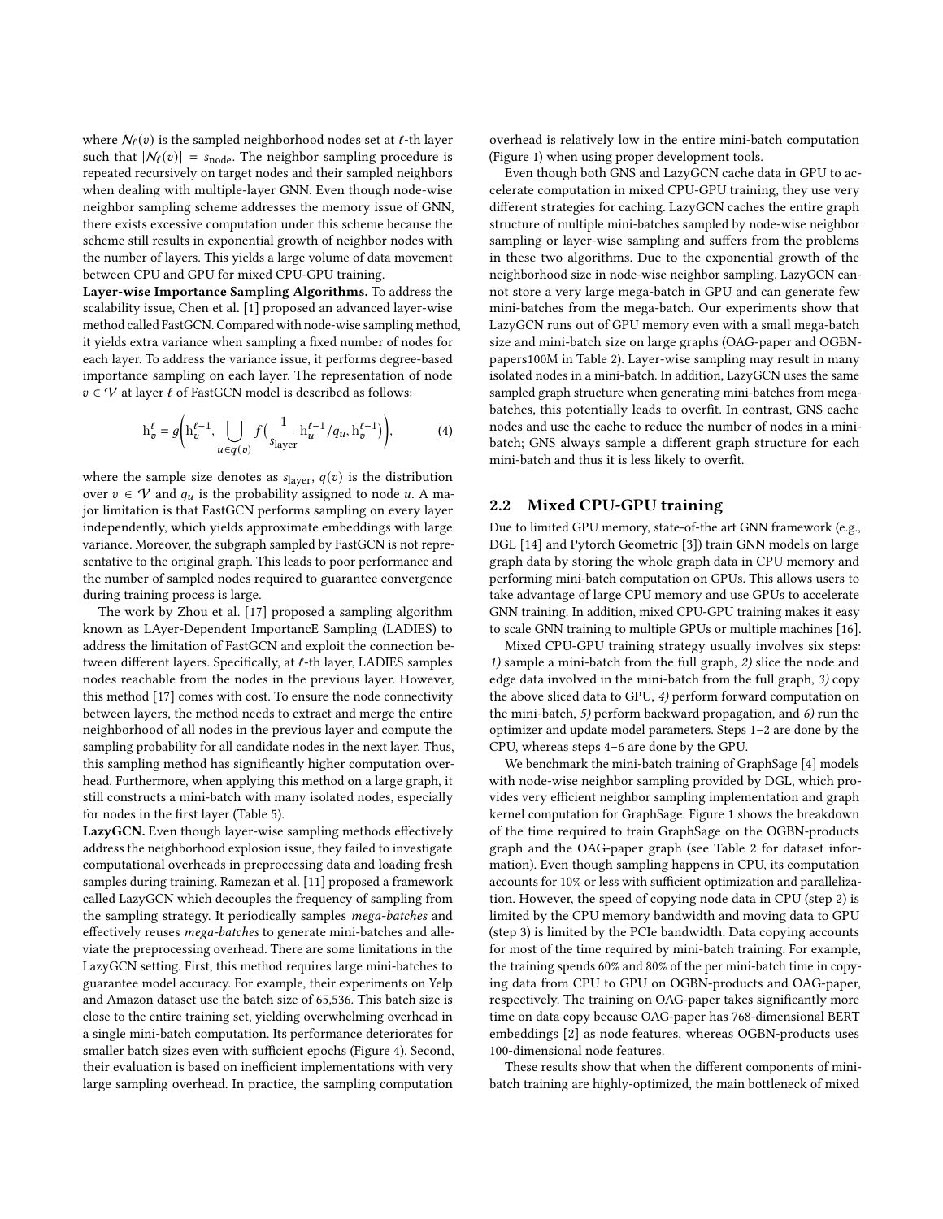where $\mathcal{N}_\ell(v)$ is the sampled neighborhood nodes set at $\ell$-th layer such that $|\mathcal{N}_\ell(v)| = s_{\text{node}}$. The neighbor sampling procedure is repeated recursively on target nodes and their sampled neighbors when dealing with multiple-layer GNN. Even though node-wise neighbor sampling scheme addresses the memory issue of GNN, there exists excessive computation under this scheme because the scheme still results in exponential growth of neighbor nodes with the number of layers. This yields a large volume of data movement between CPU and GPU for mixed CPU-GPU training.

**Layer-wise Importance Sampling Algorithms.** To address the scalability issue, Chen et al. [1] proposed an advanced layer-wise method called FastGCN. Compared with node-wise sampling method, it yields extra variance when sampling a fixed number of nodes for each layer. To address the variance issue, it performs degree-based importance sampling on each layer. The representation of node $v \in \mathcal{V}$ at layer $\ell$ of FastGCN model is described as follows:

$$\mathrm{h}_v^\ell = g\left(\mathrm{h}_v^{\ell-1}, \bigcup_{u \in q(v)} f\left(\frac{1}{s_{\text{layer}}}\mathrm{h}_u^{\ell-1}/q_u, \mathrm{h}_v^{\ell-1}\right)\right), \tag{4}$$

where the sample size denotes as $s_{\text{layer}}$, $q(v)$ is the distribution over $v \in \mathcal{V}$ and $q_u$ is the probability assigned to node $u$. A major limitation is that FastGCN performs sampling on every layer independently, which yields approximate embeddings with large variance. Moreover, the subgraph sampled by FastGCN is not representative to the original graph. This leads to poor performance and the number of sampled nodes required to guarantee convergence during training process is large.

The work by Zhou et al. [17] proposed a sampling algorithm known as LAyer-Dependent ImportancE Sampling (LADIES) to address the limitation of FastGCN and exploit the connection between different layers. Specifically, at $\ell$-th layer, LADIES samples nodes reachable from the nodes in the previous layer. However, this method [17] comes with cost. To ensure the node connectivity between layers, the method needs to extract and merge the entire neighborhood of all nodes in the previous layer and compute the sampling probability for all candidate nodes in the next layer. Thus, this sampling method has significantly higher computation overhead. Furthermore, when applying this method on a large graph, it still constructs a mini-batch with many isolated nodes, especially for nodes in the first layer (Table 5).

**LazyGCN.** Even though layer-wise sampling methods effectively address the neighborhood explosion issue, they failed to investigate computational overheads in preprocessing data and loading fresh samples during training. Ramezan et al. [11] proposed a framework called LazyGCN which decouples the frequency of sampling from the sampling strategy. It periodically samples *mega-batches* and effectively reuses *mega-batches* to generate mini-batches and alleviate the preprocessing overhead. There are some limitations in the LazyGCN setting. First, this method requires large mini-batches to guarantee model accuracy. For example, their experiments on Yelp and Amazon dataset use the batch size of 65,536. This batch size is close to the entire training set, yielding overwhelming overhead in a single mini-batch computation. Its performance deteriorates for smaller batch sizes even with sufficient epochs (Figure 4). Second, their evaluation is based on inefficient implementations with very large sampling overhead. In practice, the sampling computation overhead is relatively low in the entire mini-batch computation (Figure 1) when using proper development tools.

Even though both GNS and LazyGCN cache data in GPU to accelerate computation in mixed CPU-GPU training, they use very different strategies for caching. LazyGCN caches the entire graph structure of multiple mini-batches sampled by node-wise neighbor sampling or layer-wise sampling and suffers from the problems in these two algorithms. Due to the exponential growth of the neighborhood size in node-wise neighbor sampling, LazyGCN cannot store a very large mega-batch in GPU and can generate few mini-batches from the mega-batch. Our experiments show that LazyGCN runs out of GPU memory even with a small mega-batch size and mini-batch size on large graphs (OAG-paper and OGBN-papers100M in Table 2). Layer-wise sampling may result in many isolated nodes in a mini-batch. In addition, LazyGCN uses the same sampled graph structure when generating mini-batches from mega-batches, this potentially leads to overfit. In contrast, GNS cache nodes and use the cache to reduce the number of nodes in a mini-batch; GNS always sample a different graph structure for each mini-batch and thus it is less likely to overfit.

## 2.2 Mixed CPU-GPU training

Due to limited GPU memory, state-of-the art GNN framework (e.g., DGL [14] and Pytorch Geometric [3]) train GNN models on large graph data by storing the whole graph data in CPU memory and performing mini-batch computation on GPUs. This allows users to take advantage of large CPU memory and use GPUs to accelerate GNN training. In addition, mixed CPU-GPU training makes it easy to scale GNN training to multiple GPUs or multiple machines [16].

Mixed CPU-GPU training strategy usually involves six steps: *1)* sample a mini-batch from the full graph, *2)* slice the node and edge data involved in the mini-batch from the full graph, *3)* copy the above sliced data to GPU, *4)* perform forward computation on the mini-batch, *5)* perform backward propagation, and *6)* run the optimizer and update model parameters. Steps 1–2 are done by the CPU, whereas steps 4–6 are done by the GPU.

We benchmark the mini-batch training of GraphSage [4] models with node-wise neighbor sampling provided by DGL, which provides very efficient neighbor sampling implementation and graph kernel computation for GraphSage. Figure 1 shows the breakdown of the time required to train GraphSage on the OGBN-products graph and the OAG-paper graph (see Table 2 for dataset information). Even though sampling happens in CPU, its computation accounts for 10% or less with sufficient optimization and parallelization. However, the speed of copying node data in CPU (step 2) is limited by the CPU memory bandwidth and moving data to GPU (step 3) is limited by the PCIe bandwidth. Data copying accounts for most of the time required by mini-batch training. For example, the training spends 60% and 80% of the per mini-batch time in copying data from CPU to GPU on OGBN-products and OAG-paper, respectively. The training on OAG-paper takes significantly more time on data copy because OAG-paper has 768-dimensional BERT embeddings [2] as node features, whereas OGBN-products uses 100-dimensional node features.

These results show that when the different components of mini-batch training are highly-optimized, the main bottleneck of mixed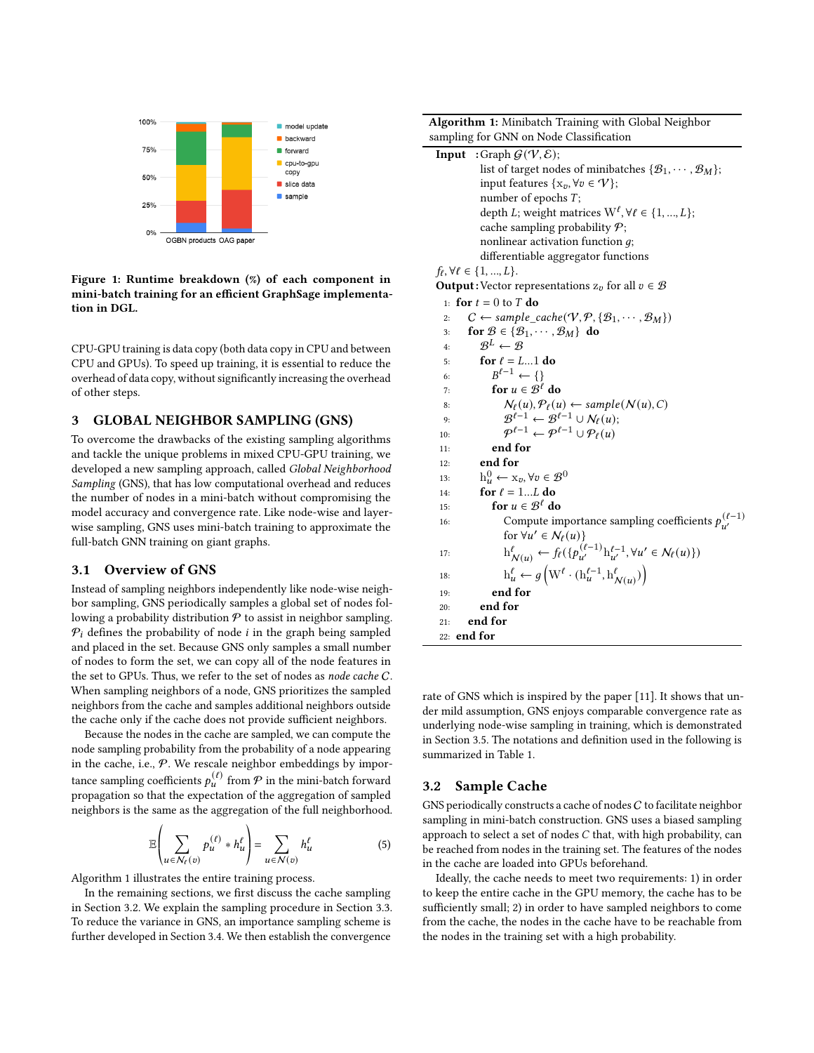Figure 1: Runtime breakdown (%) of each component in mini-batch training for an efficient GraphSage implementation in DGL.

CPU-GPU training is data copy (both data copy in CPU and between CPU and GPUs). To speed up training, it is essential to reduce the overhead of data copy, without significantly increasing the overhead of other steps.

## 3 GLOBAL NEIGHBOR SAMPLING (GNS)

To overcome the drawbacks of the existing sampling algorithms and tackle the unique problems in mixed CPU-GPU training, we developed a new sampling approach, called *Global Neighborhood Sampling* (GNS), that has low computational overhead and reduces the number of nodes in a mini-batch without compromising the model accuracy and convergence rate. Like node-wise and layer-wise sampling, GNS uses mini-batch training to approximate the full-batch GNN training on giant graphs.

### 3.1 Overview of GNS

Instead of sampling neighbors independently like node-wise neighbor sampling, GNS periodically samples a global set of nodes following a probability distribution $\mathcal{P}$ to assist in neighbor sampling. $\mathcal{P}_i$ defines the probability of node $i$ in the graph being sampled and placed in the set. Because GNS only samples a small number of nodes to form the set, we can copy all of the node features in the set to GPUs. Thus, we refer to the set of nodes as *node cache* $C$. When sampling neighbors of a node, GNS prioritizes the sampled neighbors from the cache and samples additional neighbors outside the cache only if the cache does not provide sufficient neighbors.

Because the nodes in the cache are sampled, we can compute the node sampling probability from the probability of a node appearing in the cache, i.e., $\mathcal{P}$. We rescale neighbor embeddings by importance sampling coefficients $p_u^{(\ell)}$ from $\mathcal{P}$ in the mini-batch forward propagation so that the expectation of the aggregation of sampled neighbors is the same as the aggregation of the full neighborhood.

$$\mathbb{E}\left(\sum_{u \in \mathcal{N}_\ell(v)} p_u^{(\ell)} * h_u^\ell\right) = \sum_{u \in \mathcal{N}(v)} h_u^\ell \tag{5}$$

Algorithm 1 illustrates the entire training process.

In the remaining sections, we first discuss the cache sampling in Section 3.2. We explain the sampling procedure in Section 3.3. To reduce the variance in GNS, an importance sampling scheme is further developed in Section 3.4. We then establish the convergence rate of GNS which is inspired by the paper [11]. It shows that under mild assumption, GNS enjoys comparable convergence rate as underlying node-wise sampling in training, which is demonstrated in Section 3.5. The notations and definition used in the following is summarized in Table 1.

**Algorithm 1:** Minibatch Training with Global Neighbor sampling for GNN on Node Classification

**Input :** Graph $\mathcal{G}(\mathcal{V}, \mathcal{E})$;
list of target nodes of minibatches $\{\mathcal{B}_1, \cdots, \mathcal{B}_M\}$;
input features $\{\mathrm{x}_v, \forall v \in \mathcal{V}\}$;
number of epochs $T$;
depth $L$; weight matrices $\mathrm{W}^\ell, \forall \ell \in \{1, ..., L\}$;
cache sampling probability $\mathcal{P}$;
nonlinear activation function $g$;
differentiable aggregator functions $f_\ell, \forall \ell \in \{1, ..., L\}$.

**Output :** Vector representations $\mathrm{z}_v$ for all $v \in \mathcal{B}$

```
1:  for t = 0 to T do
2:    C ← sample_cache(V, P, {B_1, ..., B_M})
3:    for B ∈ {B_1, ..., B_M} do
4:      B^L ← B
5:      for ℓ = L...1 do
6:        B^{ℓ-1} ← {}
7:        for u ∈ B^ℓ do
8:          N_ℓ(u), P_ℓ(u) ← sample(N(u), C)
9:          B^{ℓ-1} ← B^{ℓ-1} ∪ N_ℓ(u);
10:         P^{ℓ-1} ← P^{ℓ-1} ∪ P_ℓ(u)
11:       end for
12:     end for
13:     h_u^0 ← x_v, ∀v ∈ B^0
14:     for ℓ = 1...L do
15:       for u ∈ B^ℓ do
16:         Compute importance sampling coefficients p_{u'}^{(ℓ-1)}
            for ∀u' ∈ N_ℓ(u)}
17:         h_{N(u)}^ℓ ← f_ℓ({p_{u'}^{(ℓ-1)} h_{u'}^{ℓ-1}, ∀u' ∈ N_ℓ(u)})
18:         h_u^ℓ ← g(W^ℓ · (h_u^{ℓ-1}, h_{N(u)}^ℓ))
19:       end for
20:     end for
21:   end for
22: end for
```

### 3.2 Sample Cache

GNS periodically constructs a cache of nodes $C$ to facilitate neighbor sampling in mini-batch construction. GNS uses a biased sampling approach to select a set of nodes $C$ that, with high probability, can be reached from nodes in the training set. The features of the nodes in the cache are loaded into GPUs beforehand.

Ideally, the cache needs to meet two requirements: 1) in order to keep the entire cache in the GPU memory, the cache has to be sufficiently small; 2) in order to have sampled neighbors to come from the cache, the nodes in the cache have to be reachable from the nodes in the training set with a high probability.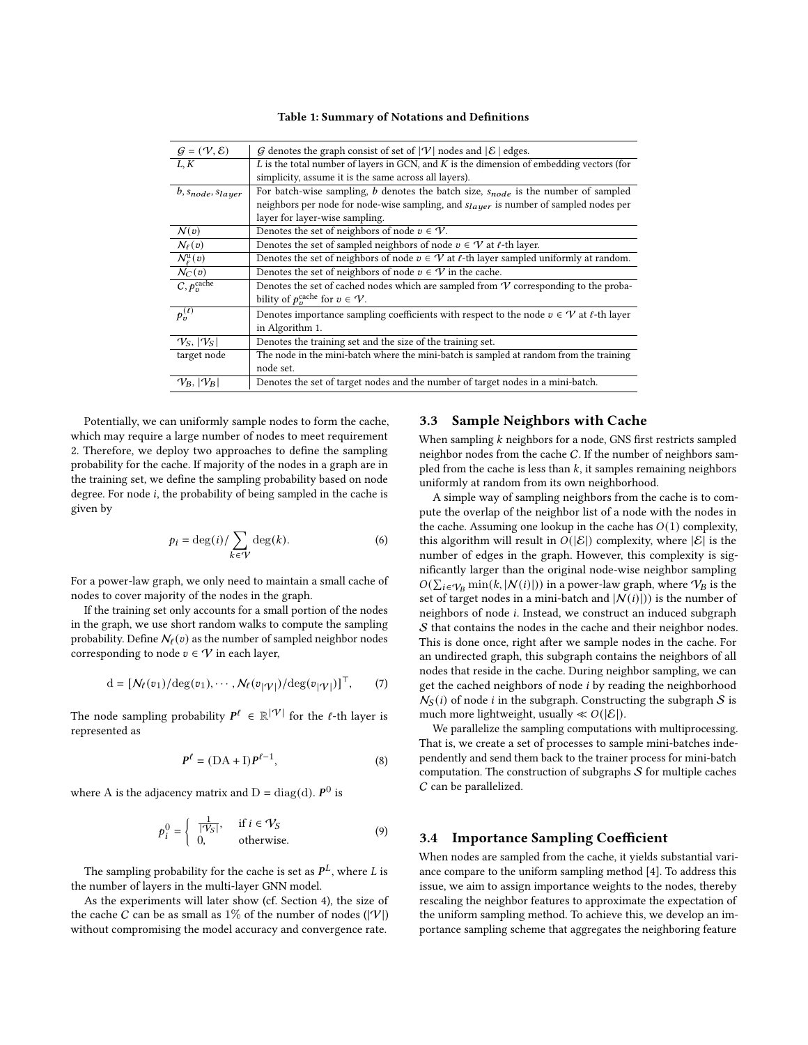**Table 1: Summary of Notations and Definitions**

| | |
|---|---|
| $\mathcal{G} = (\mathcal{V}, \mathcal{E})$ | $\mathcal{G}$ denotes the graph consist of set of $\lvert\mathcal{V}\rvert$ nodes and $\lvert\mathcal{E}\rvert$ edges. |
| $L, K$ | $L$ is the total number of layers in GCN, and $K$ is the dimension of embedding vectors (for simplicity, assume it is the same across all layers). |
| $b, s_{node}, s_{layer}$ | For batch-wise sampling, $b$ denotes the batch size, $s_{node}$ is the number of sampled neighbors per node for node-wise sampling, and $s_{layer}$ is number of sampled nodes per layer for layer-wise sampling. |
| $\mathcal{N}(v)$ | Denotes the set of neighbors of node $v \in \mathcal{V}$. |
| $\mathcal{N}_\ell(v)$ | Denotes the set of sampled neighbors of node $v \in \mathcal{V}$ at $\ell$-th layer. |
| $\mathcal{N}^{\text{u}}_\ell(v)$ | Denotes the set of neighbors of node $v \in \mathcal{V}$ at $\ell$-th layer sampled uniformly at random. |
| $\mathcal{N}_C(v)$ | Denotes the set of neighbors of node $v \in \mathcal{V}$ in the cache. |
| $C, p_v^{\text{cache}}$ | Denotes the set of cached nodes which are sampled from $\mathcal{V}$ corresponding to the probability of $p_v^{\text{cache}}$ for $v \in \mathcal{V}$. |
| $p_v^{(\ell)}$ | Denotes importance sampling coefficients with respect to the node $v \in \mathcal{V}$ at $\ell$-th layer in Algorithm 1. |
| $\mathcal{V}_S, \lvert\mathcal{V}_S\rvert$ | Denotes the training set and the size of the training set. |
| target node | The node in the mini-batch where the mini-batch is sampled at random from the training node set. |
| $\mathcal{V}_B, \lvert\mathcal{V}_B\rvert$ | Denotes the set of target nodes and the number of target nodes in a mini-batch. |

Potentially, we can uniformly sample nodes to form the cache, which may require a large number of nodes to meet requirement 2. Therefore, we deploy two approaches to define the sampling probability for the cache. If majority of the nodes in a graph are in the training set, we define the sampling probability based on node degree. For node $i$, the probability of being sampled in the cache is given by

$$p_i = \deg(i) / \sum_{k \in \mathcal{V}} \deg(k). \tag{6}$$

For a power-law graph, we only need to maintain a small cache of nodes to cover majority of the nodes in the graph.

If the training set only accounts for a small portion of the nodes in the graph, we use short random walks to compute the sampling probability. Define $\mathcal{N}_\ell(v)$ as the number of sampled neighbor nodes corresponding to node $v \in \mathcal{V}$ in each layer,

$$\mathrm{d} = [\mathcal{N}_\ell(v_1)/\deg(v_1), \cdots, \mathcal{N}_\ell(v_{|\mathcal{V}|})/\deg(v_{|\mathcal{V}|})]^\top, \tag{7}$$

The node sampling probability $\boldsymbol{P}^\ell \in \mathbb{R}^{|\mathcal{V}|}$ for the $\ell$-th layer is represented as

$$\boldsymbol{P}^\ell = (\mathrm{DA} + \mathrm{I})\boldsymbol{P}^{\ell-1}, \tag{8}$$

where A is the adjacency matrix and $\mathrm{D} = \mathrm{diag}(\mathrm{d})$. $\boldsymbol{P}^0$ is

$$p_i^0 = \begin{cases} \frac{1}{|\mathcal{V}_S|}, & \text{if } i \in \mathcal{V}_S \\ 0, & \text{otherwise.} \end{cases} \tag{9}$$

The sampling probability for the cache is set as $\boldsymbol{P}^L$, where $L$ is the number of layers in the multi-layer GNN model.

As the experiments will later show (cf. Section 4), the size of the cache $C$ can be as small as $1\%$ of the number of nodes ($|\mathcal{V}|$) without compromising the model accuracy and convergence rate.

### 3.3 Sample Neighbors with Cache

When sampling $k$ neighbors for a node, GNS first restricts sampled neighbor nodes from the cache $C$. If the number of neighbors sampled from the cache is less than $k$, it samples remaining neighbors uniformly at random from its own neighborhood.

A simple way of sampling neighbors from the cache is to compute the overlap of the neighbor list of a node with the nodes in the cache. Assuming one lookup in the cache has $O(1)$ complexity, this algorithm will result in $O(|\mathcal{E}|)$ complexity, where $|\mathcal{E}|$ is the number of edges in the graph. However, this complexity is significantly larger than the original node-wise neighbor sampling $O(\sum_{i \in \mathcal{V}_B} \min(k, |\mathcal{N}(i)|))$ in a power-law graph, where $\mathcal{V}_B$ is the set of target nodes in a mini-batch and $|\mathcal{N}(i)|)$ is the number of neighbors of node $i$. Instead, we construct an induced subgraph $\mathcal{S}$ that contains the nodes in the cache and their neighbor nodes. This is done once, right after we sample nodes in the cache. For an undirected graph, this subgraph contains the neighbors of all nodes that reside in the cache. During neighbor sampling, we can get the cached neighbors of node $i$ by reading the neighborhood $\mathcal{N}_S(i)$ of node $i$ in the subgraph. Constructing the subgraph $\mathcal{S}$ is much more lightweight, usually $\ll O(|\mathcal{E}|)$.

We parallelize the sampling computations with multiprocessing. That is, we create a set of processes to sample mini-batches independently and send them back to the trainer process for mini-batch computation. The construction of subgraphs $\mathcal{S}$ for multiple caches $C$ can be parallelized.

### 3.4 Importance Sampling Coefficient

When nodes are sampled from the cache, it yields substantial variance compare to the uniform sampling method [4]. To address this issue, we aim to assign importance weights to the nodes, thereby rescaling the neighbor features to approximate the expectation of the uniform sampling method. To achieve this, we develop an importance sampling scheme that aggregates the neighboring feature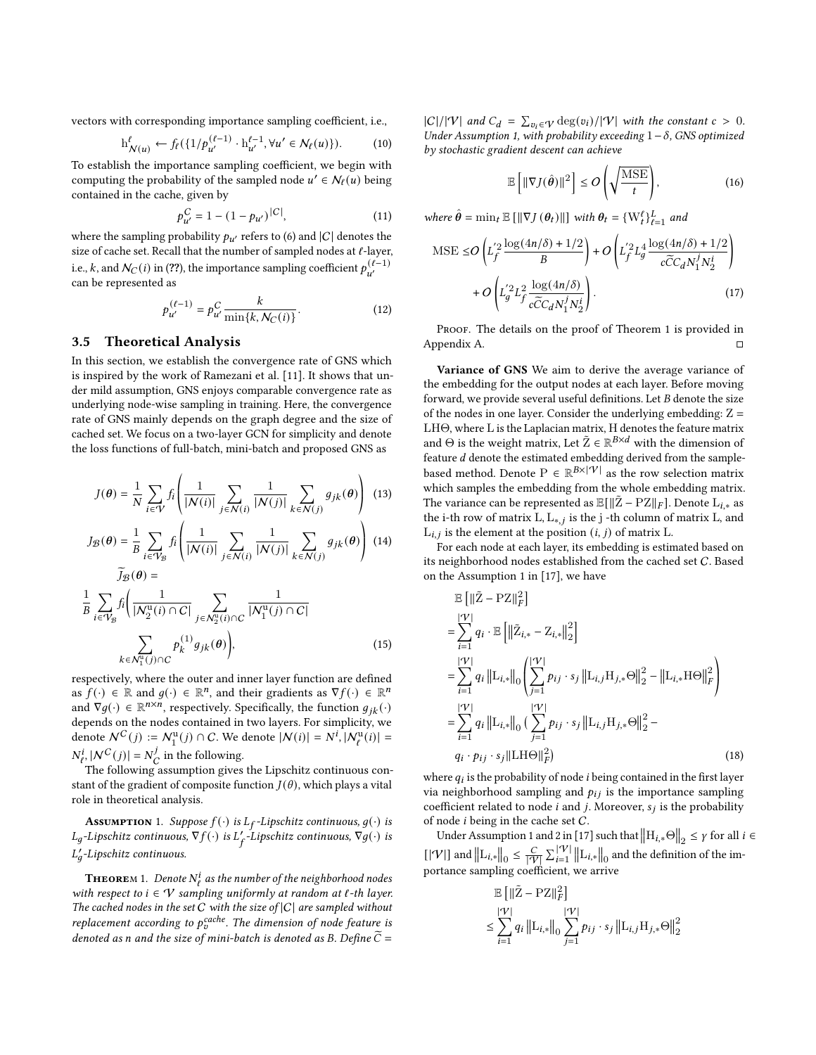vectors with corresponding importance sampling coefficient, i.e.,

$$\mathrm{h}^{\ell}_{\mathcal{N}(u)} \leftarrow f_{\ell}(\{1/p^{(\ell-1)}_{u'} \cdot \mathrm{h}^{\ell-1}_{u'}, \forall u' \in \mathcal{N}_{\ell}(u)\}). \tag{10}$$

To establish the importance sampling coefficient, we begin with computing the probability of the sampled node $u' \in \mathcal{N}_{\ell}(u)$ being contained in the cache, given by

$$p^{C}_{u'} = 1 - (1 - p_{u'})^{|C|}, \tag{11}$$

where the sampling probability $p_{u'}$ refers to (6) and $|C|$ denotes the size of cache set. Recall that the number of sampled nodes at $\ell$-layer, i.e., $k$, and $\mathcal{N}_C(i)$ in (??), the importance sampling coefficient $p^{(\ell-1)}_{u'}$ can be represented as

$$p^{(\ell-1)}_{u'} = p^{C}_{u'} \frac{k}{\min\{k, \mathcal{N}_C(i)\}}. \tag{12}$$

## 3.5 Theoretical Analysis

In this section, we establish the convergence rate of GNS which is inspired by the work of Ramezani et al. [11]. It shows that under mild assumption, GNS enjoys comparable convergence rate as underlying node-wise sampling in training. Here, the convergence rate of GNS mainly depends on the graph degree and the size of cached set. We focus on a two-layer GCN for simplicity and denote the loss functions of full-batch, mini-batch and proposed GNS as

$$J(\boldsymbol{\theta}) = \frac{1}{N} \sum_{i \in \mathcal{V}} f_i \left( \frac{1}{|\mathcal{N}(i)|} \sum_{j \in \mathcal{N}(i)} \frac{1}{|\mathcal{N}(j)|} \sum_{k \in \mathcal{N}(j)} g_{jk}(\boldsymbol{\theta}) \right) \tag{13}$$

$$J_{\mathcal{B}}(\boldsymbol{\theta}) = \frac{1}{B} \sum_{i \in \mathcal{V}_{\mathcal{B}}} f_i \left( \frac{1}{|\mathcal{N}(i)|} \sum_{j \in \mathcal{N}(i)} \frac{1}{|\mathcal{N}(j)|} \sum_{k \in \mathcal{N}(j)} g_{jk}(\boldsymbol{\theta}) \right) \tag{14}$$

$$\widetilde{J}_{\mathcal{B}}(\boldsymbol{\theta}) = \frac{1}{B} \sum_{i \in \mathcal{V}_{\mathcal{B}}} f_i \Bigg( \frac{1}{|\mathcal{N}^{\mathrm{u}}_2(i) \cap C|} \sum_{j \in \mathcal{N}^{\mathrm{u}}_2(i) \cap C} \frac{1}{|\mathcal{N}^{\mathrm{u}}_1(j) \cap C|} \sum_{k \in \mathcal{N}^{\mathrm{u}}_1(j) \cap C} p^{(1)}_k g_{jk}(\boldsymbol{\theta}) \Bigg), \tag{15}$$

respectively, where the outer and inner layer function are defined as $f(\cdot) \in \mathbb{R}$ and $g(\cdot) \in \mathbb{R}^n$, and their gradients as $\nabla f(\cdot) \in \mathbb{R}^n$ and $\nabla g(\cdot) \in \mathbb{R}^{n \times n}$, respectively. Specifically, the function $g_{jk}(\cdot)$ depends on the nodes contained in two layers. For simplicity, we denote $\mathcal{N}^C(j) := \mathcal{N}^{\mathrm{u}}_1(j) \cap C$. We denote $|\mathcal{N}(i)| = N^i, |\mathcal{N}^{\mathrm{u}}_{\ell}(i)| = N^i_{\ell}, |\mathcal{N}^C(j)| = N^j_C$ in the following.

The following assumption gives the Lipschitz continuous constant of the gradient of composite function $J(\theta)$, which plays a vital role in theoretical analysis.

**Assumption 1.** *Suppose $f(\cdot)$ is $L_f$-Lipschitz continuous, $g(\cdot)$ is $L_g$-Lipschitz continuous, $\nabla f(\cdot)$ is $L'_f$-Lipschitz continuous, $\nabla g(\cdot)$ is $L'_g$-Lipschitz continuous.*

**Theorem 1.** *Denote $N^i_{\ell}$ as the number of the neighborhood nodes with respect to $i \in \mathcal{V}$ sampling uniformly at random at $\ell$-th layer. The cached nodes in the set $C$ with the size of $|C|$ are sampled without replacement according to $p^{cache}_v$. The dimension of node feature is denoted as $n$ and the size of mini-batch is denoted as $B$. Define $\widetilde{C} = |C|/|\mathcal{V}|$ and $C_d = \sum_{v_i \in \mathcal{V}} \deg(v_i)/|\mathcal{V}|$ with the constant $c > 0$. Under Assumption 1, with probability exceeding $1 - \delta$, GNS optimized by stochastic gradient descent can achieve*

$$\mathbb{E}\left[\|\nabla J(\hat{\boldsymbol{\theta}})\|^2\right] \leq O\left(\sqrt{\frac{\mathrm{MSE}}{t}}\right), \tag{16}$$

*where $\hat{\boldsymbol{\theta}} = \min_t \mathbb{E}\left[\|\nabla J(\boldsymbol{\theta}_t)\|\right]$ with $\boldsymbol{\theta}_t = \{\mathrm{W}^{\ell}_t\}^L_{\ell=1}$ and*

$$\mathrm{MSE} \leq O\left(L'^2_f \frac{\log(4n/\delta) + 1/2}{B}\right) + O\left(L'^2_f L^4_g \frac{\log(4n/\delta) + 1/2}{c\widetilde{C}C_d N^j_1 N^i_2}\right) + O\left(L'^2_g L^2_f \frac{\log(4n/\delta)}{c\widetilde{C}C_d N^j_1 N^i_2}\right). \tag{17}$$

Proof. The details on the proof of Theorem 1 is provided in Appendix A. □

**Variance of GNS** We aim to derive the average variance of the embedding for the output nodes at each layer. Before moving forward, we provide several useful definitions. Let $B$ denote the size of the nodes in one layer. Consider the underlying embedding: $\mathrm{Z} = \mathrm{LH}\Theta$, where L is the Laplacian matrix, H denotes the feature matrix and $\Theta$ is the weight matrix, Let $\tilde{\mathrm{Z}} \in \mathbb{R}^{B \times d}$ with the dimension of feature $d$ denote the estimated embedding derived from the sample-based method. Denote $\mathrm{P} \in \mathbb{R}^{B \times |\mathcal{V}|}$ as the row selection matrix which samples the embedding from the whole embedding matrix. The variance can be represented as $\mathbb{E}[\|\tilde{\mathrm{Z}} - \mathrm{PZ}\|_F]$. Denote $\mathrm{L}_{i,*}$ as the i-th row of matrix L, $\mathrm{L}_{*,j}$ is the j -th column of matrix L, and $\mathrm{L}_{i,j}$ is the element at the position $(i, j)$ of matrix L.

For each node at each layer, its embedding is estimated based on its neighborhood nodes established from the cached set $C$. Based on the Assumption 1 in [17], we have

$$\begin{aligned}
&\mathbb{E}\left[\|\tilde{\mathrm{Z}} - \mathrm{PZ}\|^2_F\right] \\
&= \sum^{|\mathcal{V}|}_{i=1} q_i \cdot \mathbb{E}\left[\left\|\tilde{\mathrm{Z}}_{i,*} - \mathrm{Z}_{i,*}\right\|^2_2\right] \\
&= \sum^{|\mathcal{V}|}_{i=1} q_i \left\|\mathrm{L}_{i,*}\right\|_0 \left( \sum^{|\mathcal{V}|}_{j=1} p_{ij} \cdot s_j \left\|\mathrm{L}_{i,j}\mathrm{H}_{j,*}\Theta\right\|^2_2 - \left\|\mathrm{L}_{i,*}\mathrm{H}\Theta\right\|^2_F \right) \\
&= \sum^{|\mathcal{V}|}_{i=1} q_i \left\|\mathrm{L}_{i,*}\right\|_0 ( \sum^{|\mathcal{V}|}_{j=1} p_{ij} \cdot s_j \left\|\mathrm{L}_{i,j}\mathrm{H}_{j,*}\Theta\right\|^2_2 - \\
&\quad q_i \cdot p_{ij} \cdot s_j \|\mathrm{LH}\Theta\|^2_F)
\end{aligned} \tag{18}$$

where $q_i$ is the probability of node $i$ being contained in the first layer via neighborhood sampling and $p_{ij}$ is the importance sampling coefficient related to node $i$ and $j$. Moreover, $s_j$ is the probability of node $i$ being in the cache set $C$.

Under Assumption 1 and 2 in [17] such that $\left\|\mathrm{H}_{i,*}\Theta\right\|_2 \leq \gamma$ for all $i \in [|\mathcal{V}|]$ and $\left\|\mathrm{L}_{i,*}\right\|_0 \leq \frac{C}{|\mathcal{V}|} \sum^{|\mathcal{V}|}_{i=1} \left\|\mathrm{L}_{i,*}\right\|_0$ and the definition of the importance sampling coefficient, we arrive

$$\begin{aligned}
&\mathbb{E}\left[\|\tilde{\mathrm{Z}} - \mathrm{PZ}\|^2_F\right] \\
&\leq \sum^{|\mathcal{V}|}_{i=1} q_i \left\|\mathrm{L}_{i,*}\right\|_0 \sum^{|\mathcal{V}|}_{j=1} p_{ij} \cdot s_j \left\|\mathrm{L}_{i,j}\mathrm{H}_{j,*}\Theta\right\|^2_2
\end{aligned}$$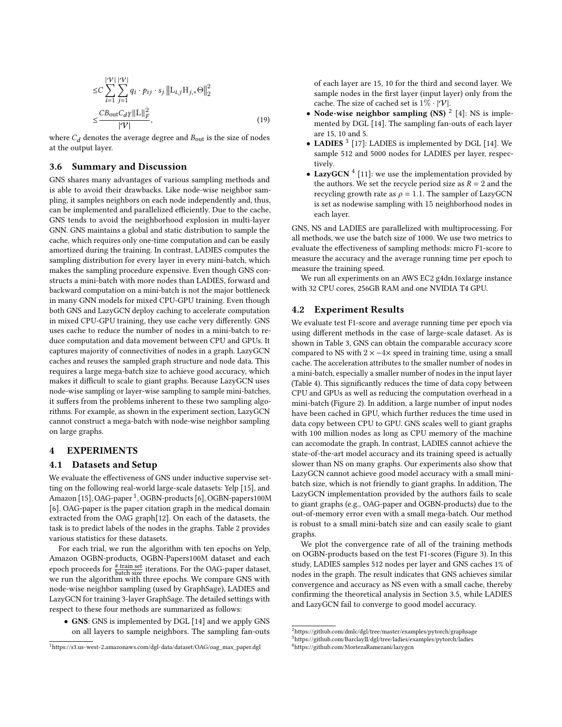$$
\begin{aligned}
&\leq C \sum_{i=1}^{|\mathcal{V}|} \sum_{j=1}^{|\mathcal{V}|} q_i \cdot p_{ij} \cdot s_j \left\| \mathrm{L}_{i,j} \mathrm{H}_{j,*} \Theta \right\|_2^2 \\
&\leq \frac{C B_{\text{out}} C_d \gamma \|\mathrm{L}\|_F^2}{|\mathcal{V}|},
\end{aligned} \tag{19}
$$

where $C_d$ denotes the average degree and $B_{\text{out}}$ is the size of nodes at the output layer.

### 3.6 Summary and Discussion

GNS shares many advantages of various sampling methods and is able to avoid their drawbacks. Like node-wise neighbor sampling, it samples neighbors on each node independently and, thus, can be implemented and parallelized efficiently. Due to the cache, GNS tends to avoid the neighborhood explosion in multi-layer GNN. GNS maintains a global and static distribution to sample the cache, which requires only one-time computation and can be easily amortized during the training. In contrast, LADIES computes the sampling distribution for every layer in every mini-batch, which makes the sampling procedure expensive. Even though GNS constructs a mini-batch with more nodes than LADIES, forward and backward computation on a mini-batch is not the major bottleneck in many GNN models for mixed CPU-GPU training. Even though both GNS and LazyGCN deploy caching to accelerate computation in mixed CPU-GPU training, they use cache very differently. GNS uses cache to reduce the number of nodes in a mini-batch to reduce computation and data movement between CPU and GPUs. It captures majority of connectivities of nodes in a graph. LazyGCN caches and reuses the sampled graph structure and node data. This requires a large mega-batch size to achieve good accuracy, which makes it difficult to scale to giant graphs. Because LazyGCN uses node-wise sampling or layer-wise sampling to sample mini-batches, it suffers from the problems inherent to these two sampling algorithms. For example, as shown in the experiment section, LazyGCN cannot construct a mega-batch with node-wise neighbor sampling on large graphs.

## 4 EXPERIMENTS

### 4.1 Datasets and Setup

We evaluate the effectiveness of GNS under inductive supervise setting on the following real-world large-scale datasets: Yelp [15], and Amazon [15], OAG-paper [1], OGBN-products [6], OGBN-papers100M [6]. OAG-paper is the paper citation graph in the medical domain extracted from the OAG graph[12]. On each of the datasets, the task is to predict labels of the nodes in the graphs. Table 2 provides various statistics for these datasets.

For each trial, we run the algorithm with ten epochs on Yelp, Amazon OGBN-products, OGBN-papers100M dataset and each epoch proceeds for $\frac{\text{\# train set}}{\text{batch size}}$ iterations. For the OAG-paper dataset, we run the algorithm with three epochs. We compare GNS with node-wise neighbor sampling (used by GraphSage), LADIES and LazyGCN for training 3-layer GraphSage. The detailed settings with respect to these four methods are summarized as follows:

- **GNS**: GNS is implemented by DGL [14] and we apply GNS on all layers to sample neighbors. The sampling fan-outs of each layer are 15, 10 for the third and second layer. We sample nodes in the first layer (input layer) only from the cache. The size of cached set is $1\% \cdot |\mathcal{V}|$.
- **Node-wise neighbor sampling (NS)** [2] [4]: NS is implemented by DGL [14]. The sampling fan-outs of each layer are 15, 10 and 5.
- **LADIES** [3] [17]: LADIES is implemented by DGL [14]. We sample 512 and 5000 nodes for LADIES per layer, respectively.
- **LazyGCN** [4] [11]: we use the implementation provided by the authors. We set the recycle period size as $R = 2$ and the recycling growth rate as $\rho = 1.1$. The sampler of LazyGCN is set as nodewise sampling with 15 neighborhood nodes in each layer.

GNS, NS and LADIES are parallelized with multiprocessing. For all methods, we use the batch size of 1000. We use two metrics to evaluate the effectiveness of sampling methods: micro F1-score to measure the accuracy and the average running time per epoch to measure the training speed.

We run all experiments on an AWS EC2 g4dn.16xlarge instance with 32 CPU cores, 256GB RAM and one NVIDIA T4 GPU.

### 4.2 Experiment Results

We evaluate test F1-score and average running time per epoch via using different methods in the case of large-scale dataset. As is shown in Table 3, GNS can obtain the comparable accuracy score compared to NS with $2\times - 4\times$ speed in training time, using a small cache. The acceleration attributes to the smaller number of nodes in a mini-batch, especially a smaller number of nodes in the input layer (Table 4). This significantly reduces the time of data copy between CPU and GPUs as well as reducing the computation overhead in a mini-batch (Figure 2). In addition, a large number of input nodes have been cached in GPU, which further reduces the time used in data copy between CPU to GPU. GNS scales well to giant graphs with 100 million nodes as long as CPU memory of the machine can accomodate the graph. In contrast, LADIES cannot achieve the state-of-the-art model accuracy and its training speed is actually slower than NS on many graphs. Our experiments also show that LazyGCN cannot achieve good model accuracy with a small mini-batch size, which is not friendly to giant graphs. In addition, The LazyGCN implementation provided by the authors fails to scale to giant graphs (e.g., OAG-paper and OGBN-products) due to the out-of-memory error even with a small mega-batch. Our method is robust to a small mini-batch size and can easily scale to giant graphs.

We plot the convergence rate of all of the training methods on OGBN-products based on the test F1-scores (Figure 3). In this study, LADIES samples 512 nodes per layer and GNS caches 1% of nodes in the graph. The result indicates that GNS achieves similar convergence and accuracy as NS even with a small cache, thereby confirming the theoretical analysis in Section 3.5, while LADIES and LazyGCN fail to converge to good model accuracy.

---

[1] https://s3.us-west-2.amazonaws.com/dgl-data/dataset/OAG/oag_max_paper.dgl

[2] https://github.com/dmlc/dgl/tree/master/examples/pytorch/graphsage

[3] https://github.com/BarclayII/dgl/tree/ladies/examples/pytorch/ladies

[4] https://github.com/MortezaRamezani/lazygcn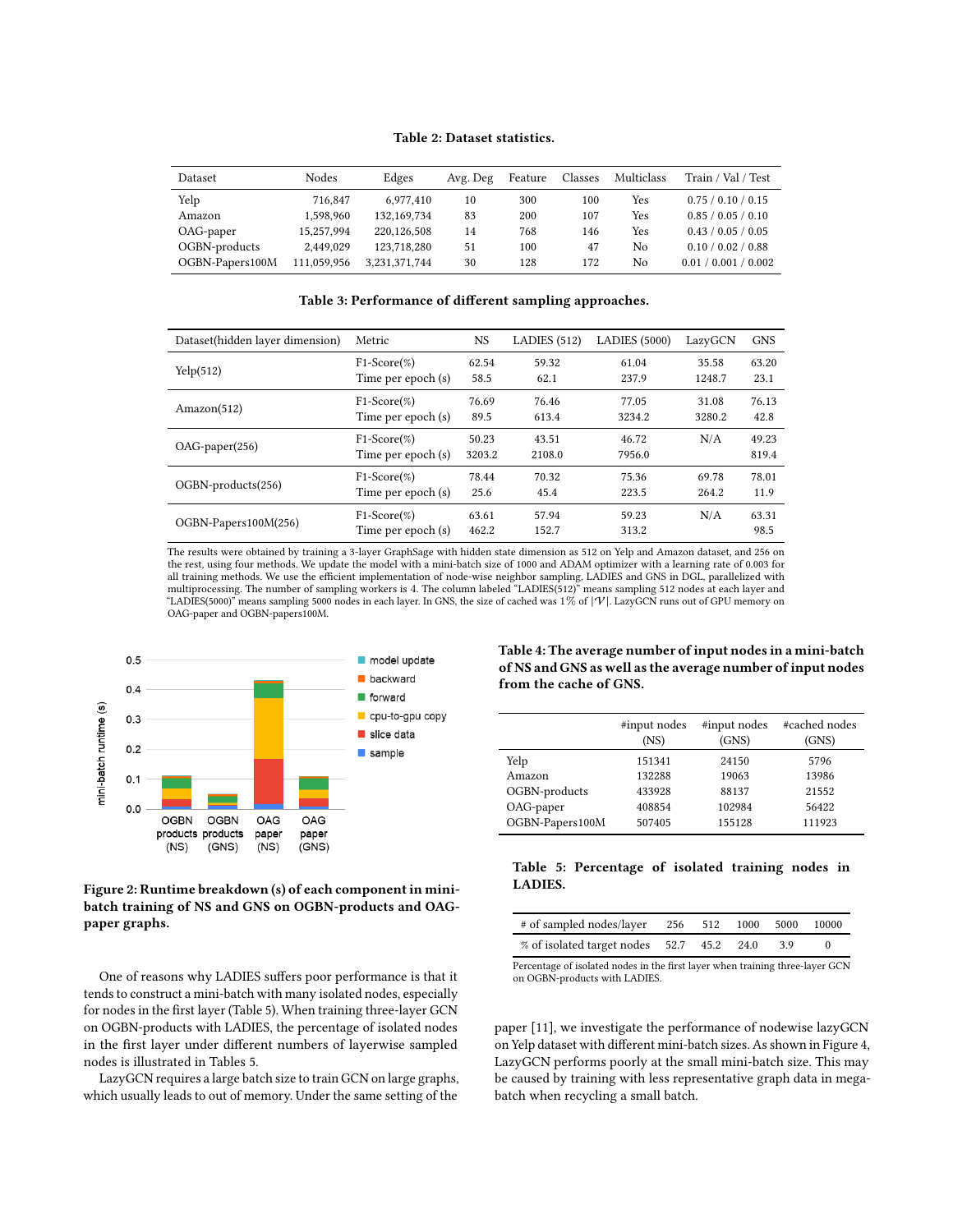**Table 2: Dataset statistics.**

| Dataset | Nodes | Edges | Avg. Deg | Feature | Classes | Multiclass | Train / Val / Test |
|---|---|---|---|---|---|---|---|
| Yelp | 716,847 | 6,977,410 | 10 | 300 | 100 | Yes | 0.75 / 0.10 / 0.15 |
| Amazon | 1,598,960 | 132,169,734 | 83 | 200 | 107 | Yes | 0.85 / 0.05 / 0.10 |
| OAG-paper | 15,257,994 | 220,126,508 | 14 | 768 | 146 | Yes | 0.43 / 0.05 / 0.05 |
| OGBN-products | 2,449,029 | 123,718,280 | 51 | 100 | 47 | No | 0.10 / 0.02 / 0.88 |
| OGBN-Papers100M | 111,059,956 | 3,231,371,744 | 30 | 128 | 172 | No | 0.01 / 0.001 / 0.002 |

**Table 3: Performance of different sampling approaches.**

| Dataset(hidden layer dimension) | Metric | NS | LADIES (512) | LADIES (5000) | LazyGCN | GNS |
|---|---|---|---|---|---|---|
| Yelp(512) | F1-Score(%) | 62.54 | 59.32 | 61.04 | 35.58 | 63.20 |
| | Time per epoch (s) | 58.5 | 62.1 | 237.9 | 1248.7 | 23.1 |
| Amazon(512) | F1-Score(%) | 76.69 | 76.46 | 77.05 | 31.08 | 76.13 |
| | Time per epoch (s) | 89.5 | 613.4 | 3234.2 | 3280.2 | 42.8 |
| OAG-paper(256) | F1-Score(%) | 50.23 | 43.51 | 46.72 | N/A | 49.23 |
| | Time per epoch (s) | 3203.2 | 2108.0 | 7956.0 | | 819.4 |
| OGBN-products(256) | F1-Score(%) | 78.44 | 70.32 | 75.36 | 69.78 | 78.01 |
| | Time per epoch (s) | 25.6 | 45.4 | 223.5 | 264.2 | 11.9 |
| OGBN-Papers100M(256) | F1-Score(%) | 63.61 | 57.94 | 59.23 | N/A | 63.31 |
| | Time per epoch (s) | 462.2 | 152.7 | 313.2 | | 98.5 |

The results were obtained by training a 3-layer GraphSage with hidden state dimension as 512 on Yelp and Amazon dataset, and 256 on the rest, using four methods. We update the model with a mini-batch size of 1000 and ADAM optimizer with a learning rate of 0.003 for all training methods. We use the efficient implementation of node-wise neighbor sampling, LADIES and GNS in DGL, parallelized with multiprocessing. The number of sampling workers is 4. The column labeled "LADIES(512)" means sampling 512 nodes at each layer and "LADIES(5000)" means sampling 5000 nodes in each layer. In GNS, the size of cached was 1% of $|\mathcal{V}|$. LazyGCN runs out of GPU memory on OAG-paper and OGBN-papers100M.

**Figure 2: Runtime breakdown (s) of each component in mini-batch training of NS and GNS on OGBN-products and OAG-paper graphs.**

One of reasons why LADIES suffers poor performance is that it tends to construct a mini-batch with many isolated nodes, especially for nodes in the first layer (Table 5). When training three-layer GCN on OGBN-products with LADIES, the percentage of isolated nodes in the first layer under different numbers of layerwise sampled nodes is illustrated in Tables 5.

LazyGCN requires a large batch size to train GCN on large graphs, which usually leads to out of memory. Under the same setting of the paper [11], we investigate the performance of nodewise lazyGCN on Yelp dataset with different mini-batch sizes. As shown in Figure 4, LazyGCN performs poorly at the small mini-batch size. This may be caused by training with less representative graph data in mega-batch when recycling a small batch.

**Table 4: The average number of input nodes in a mini-batch of NS and GNS as well as the average number of input nodes from the cache of GNS.**

| | #input nodes (NS) | #input nodes (GNS) | #cached nodes (GNS) |
|---|---|---|---|
| Yelp | 151341 | 24150 | 5796 |
| Amazon | 132288 | 19063 | 13986 |
| OGBN-products | 433928 | 88137 | 21552 |
| OAG-paper | 408854 | 102984 | 56422 |
| OGBN-Papers100M | 507405 | 155128 | 111923 |

**Table 5: Percentage of isolated training nodes in LADIES.**

| # of sampled nodes/layer | 256 | 512 | 1000 | 5000 | 10000 |
|---|---|---|---|---|---|
| % of isolated target nodes | 52.7 | 45.2 | 24.0 | 3.9 | 0 |

Percentage of isolated nodes in the first layer when training three-layer GCN on OGBN-products with LADIES.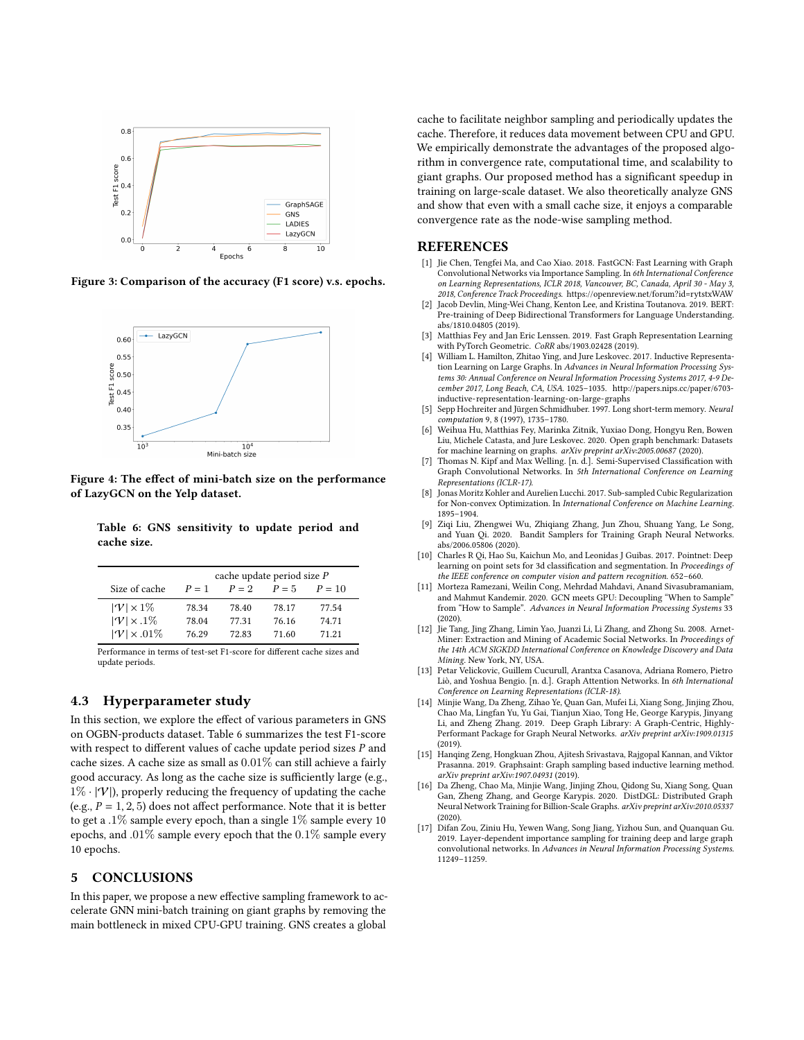Figure 3: Comparison of the accuracy (F1 score) v.s. epochs.

Figure 4: The effect of mini-batch size on the performance of LazyGCN on the Yelp dataset.

Table 6: GNS sensitivity to update period and cache size.

| Size of cache | cache update period size $P$ | | | |
|---|---|---|---|---|
| | $P = 1$ | $P = 2$ | $P = 5$ | $P = 10$ |
| $\|\mathcal{V}\| \times 1\%$ | 78.34 | 78.40 | 78.17 | 77.54 |
| $\|\mathcal{V}\| \times .1\%$ | 78.04 | 77.31 | 76.16 | 74.71 |
| $\|\mathcal{V}\| \times .01\%$ | 76.29 | 72.83 | 71.60 | 71.21 |

Performance in terms of test-set F1-score for different cache sizes and update periods.

## 4.3 Hyperparameter study

In this section, we explore the effect of various parameters in GNS on OGBN-products dataset. Table 6 summarizes the test F1-score with respect to different values of cache update period sizes $P$ and cache sizes. A cache size as small as $0.01\%$ can still achieve a fairly good accuracy. As long as the cache size is sufficiently large (e.g., $1\% \cdot |\mathcal{V}|$), properly reducing the frequency of updating the cache (e.g., $P = 1, 2, 5$) does not affect performance. Note that it is better to get a $.1\%$ sample every epoch, than a single $1\%$ sample every 10 epochs, and $.01\%$ sample every epoch that the $0.1\%$ sample every 10 epochs.

# 5 CONCLUSIONS

In this paper, we propose a new effective sampling framework to accelerate GNN mini-batch training on giant graphs by removing the main bottleneck in mixed CPU-GPU training. GNS creates a global cache to facilitate neighbor sampling and periodically updates the cache. Therefore, it reduces data movement between CPU and GPU. We empirically demonstrate the advantages of the proposed algorithm in convergence rate, computational time, and scalability to giant graphs. Our proposed method has a significant speedup in training on large-scale dataset. We also theoretically analyze GNS and show that even with a small cache size, it enjoys a comparable convergence rate as the node-wise sampling method.

# REFERENCES

[1] Jie Chen, Tengfei Ma, and Cao Xiao. 2018. FastGCN: Fast Learning with Graph Convolutional Networks via Importance Sampling. In *6th International Conference on Learning Representations, ICLR 2018, Vancouver, BC, Canada, April 30 - May 3, 2018, Conference Track Proceedings*. https://openreview.net/forum?id=rytstxWAW

[2] Jacob Devlin, Ming-Wei Chang, Kenton Lee, and Kristina Toutanova. 2019. BERT: Pre-training of Deep Bidirectional Transformers for Language Understanding. abs/1810.04805 (2019).

[3] Matthias Fey and Jan Eric Lenssen. 2019. Fast Graph Representation Learning with PyTorch Geometric. *CoRR* abs/1903.02428 (2019).

[4] William L. Hamilton, Zhitao Ying, and Jure Leskovec. 2017. Inductive Representation Learning on Large Graphs. In *Advances in Neural Information Processing Systems 30: Annual Conference on Neural Information Processing Systems 2017, 4-9 December 2017, Long Beach, CA, USA*. 1025–1035. http://papers.nips.cc/paper/6703-inductive-representation-learning-on-large-graphs

[5] Sepp Hochreiter and Jürgen Schmidhuber. 1997. Long short-term memory. *Neural computation* 9, 8 (1997), 1735–1780.

[6] Weihua Hu, Matthias Fey, Marinka Zitnik, Yuxiao Dong, Hongyu Ren, Bowen Liu, Michele Catasta, and Jure Leskovec. 2020. Open graph benchmark: Datasets for machine learning on graphs. *arXiv preprint arXiv:2005.00687* (2020).

[7] Thomas N. Kipf and Max Welling. [n. d.]. Semi-Supervised Classification with Graph Convolutional Networks. In *5th International Conference on Learning Representations (ICLR-17)*.

[8] Jonas Moritz Kohler and Aurelien Lucchi. 2017. Sub-sampled Cubic Regularization for Non-convex Optimization. In *International Conference on Machine Learning*. 1895–1904.

[9] Ziqi Liu, Zhengwei Wu, Zhiqiang Zhang, Jun Zhou, Shuang Yang, Le Song, and Yuan Qi. 2020. Bandit Samplers for Training Graph Neural Networks. abs/2006.05806 (2020).

[10] Charles R Qi, Hao Su, Kaichun Mo, and Leonidas J Guibas. 2017. Pointnet: Deep learning on point sets for 3d classification and segmentation. In *Proceedings of the IEEE conference on computer vision and pattern recognition*. 652–660.

[11] Morteza Ramezani, Weilin Cong, Mehrdad Mahdavi, Anand Sivasubramaniam, and Mahmut Kandemir. 2020. GCN meets GPU: Decoupling "When to Sample" from "How to Sample". *Advances in Neural Information Processing Systems* 33 (2020).

[12] Jie Tang, Jing Zhang, Limin Yao, Juanzi Li, Li Zhang, and Zhong Su. 2008. Arnet-Miner: Extraction and Mining of Academic Social Networks. In *Proceedings of the 14th ACM SIGKDD International Conference on Knowledge Discovery and Data Mining*. New York, NY, USA.

[13] Petar Velickovic, Guillem Cucurull, Arantxa Casanova, Adriana Romero, Pietro Liò, and Yoshua Bengio. [n. d.]. Graph Attention Networks. In *6th International Conference on Learning Representations (ICLR-18)*.

[14] Minjie Wang, Da Zheng, Zihao Ye, Quan Gan, Mufei Li, Xiang Song, Jinjing Zhou, Chao Ma, Lingfan Yu, Yu Gai, Tianjun Xiao, Tong He, George Karypis, Jinyang Li, and Zheng Zhang. 2019. Deep Graph Library: A Graph-Centric, Highly-Performant Package for Graph Neural Networks. *arXiv preprint arXiv:1909.01315* (2019).

[15] Hanqing Zeng, Hongkuan Zhou, Ajitesh Srivastava, Rajgopal Kannan, and Viktor Prasanna. 2019. Graphsaint: Graph sampling based inductive learning method. *arXiv preprint arXiv:1907.04931* (2019).

[16] Da Zheng, Chao Ma, Minjie Wang, Jinjing Zhou, Qidong Su, Xiang Song, Quan Gan, Zheng Zhang, and George Karypis. 2020. DistDGL: Distributed Graph Neural Network Training for Billion-Scale Graphs. *arXiv preprint arXiv:2010.05337* (2020).

[17] Difan Zou, Ziniu Hu, Yewen Wang, Song Jiang, Yizhou Sun, and Quanquan Gu. 2019. Layer-dependent importance sampling for training deep and large graph convolutional networks. In *Advances in Neural Information Processing Systems*. 11249–11259.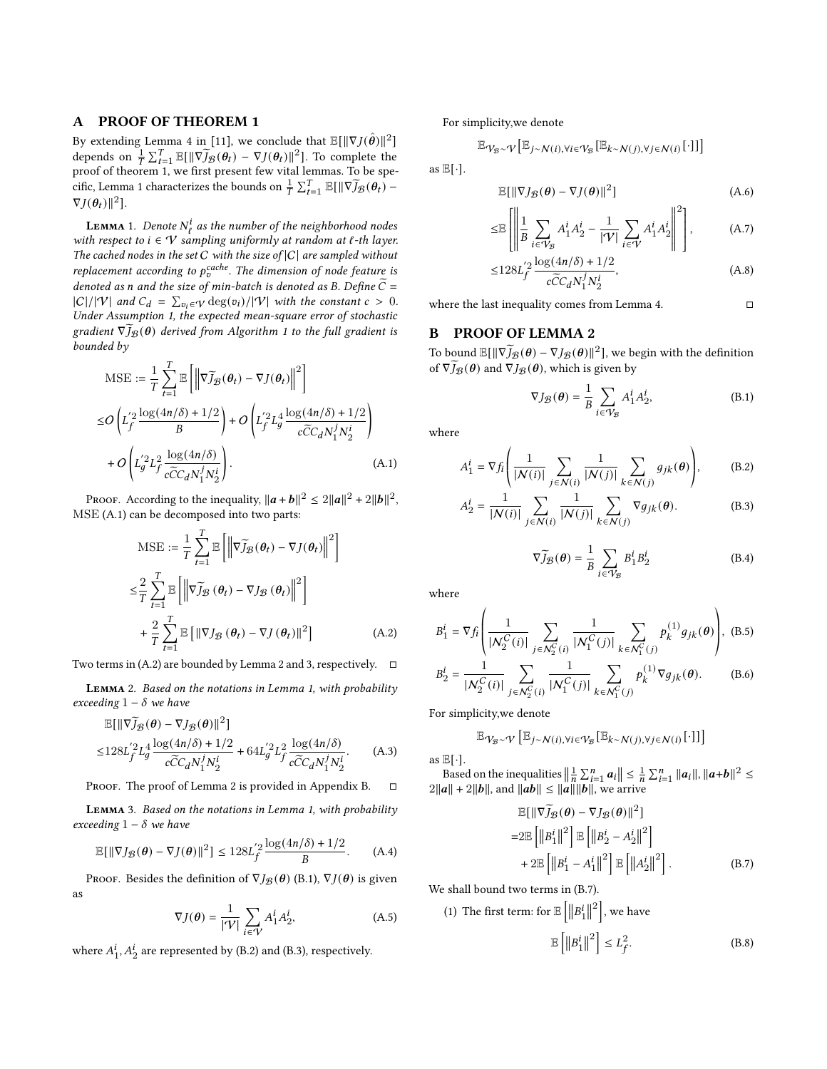## A PROOF OF THEOREM 1

By extending Lemma 4 in [11], we conclude that $\mathbb{E}[\|\nabla J(\hat{\theta})\|^2]$ depends on $\frac{1}{T}\sum_{t=1}^{T}\mathbb{E}[\|\nabla\widetilde{J}_{\mathcal{B}}(\theta_t) - \nabla J(\theta_t)\|^2]$. To complete the proof of theorem 1, we first present few vital lemmas. To be specific, Lemma 1 characterizes the bounds on $\frac{1}{T}\sum_{t=1}^{T}\mathbb{E}[\|\nabla\widetilde{J}_{\mathcal{B}}(\theta_t) - \nabla J(\theta_t)\|^2]$.

**Lemma 1.** *Denote $N_\ell^i$ as the number of the neighborhood nodes with respect to $i \in \mathcal{V}$ sampling uniformly at random at $\ell$-th layer. The cached nodes in the set $C$ with the size of $|C|$ are sampled without replacement according to $p_v^{cache}$. The dimension of node feature is denoted as $n$ and the size of min-batch is denoted as $B$. Define $\widetilde{C} = |C|/|\mathcal{V}|$ and $C_d = \sum_{v_i\in\mathcal{V}}\deg(v_i)/|\mathcal{V}|$ with the constant $c > 0$. Under Assumption 1, the expected mean-square error of stochastic gradient $\nabla\widetilde{J}_{\mathcal{B}}(\theta)$ derived from Algorithm 1 to the full gradient is bounded by*

$$
\begin{aligned}
\mathrm{MSE} &:= \frac{1}{T}\sum_{t=1}^{T}\mathbb{E}\left[\left\|\nabla\widetilde{J}_{\mathcal{B}}(\theta_t) - \nabla J(\theta_t)\right\|^2\right] \\
&\leq O\left(L_f'^2\frac{\log(4n/\delta)+1/2}{B}\right) + O\left(L_f'^2 L_g^4\frac{\log(4n/\delta)+1/2}{c\widetilde{C}C_d N_1^j N_2^i}\right) \\
&\quad + O\left(L_g'^2 L_f^2\frac{\log(4n/\delta)}{c\widetilde{C}C_d N_1^j N_2^i}\right).
\end{aligned}
\tag{A.1}
$$

Proof. According to the inequality, $\|\boldsymbol{a}+\boldsymbol{b}\|^2 \leq 2\|\boldsymbol{a}\|^2 + 2\|\boldsymbol{b}\|^2$, MSE (A.1) can be decomposed into two parts:

$$
\begin{aligned}
\mathrm{MSE} &:= \frac{1}{T}\sum_{t=1}^{T}\mathbb{E}\left[\left\|\nabla\widetilde{J}_{\mathcal{B}}(\theta_t) - \nabla J(\theta_t)\right\|^2\right] \\
&\leq \frac{2}{T}\sum_{t=1}^{T}\mathbb{E}\left[\left\|\nabla\widetilde{J}_{\mathcal{B}}(\theta_t) - \nabla J_{\mathcal{B}}(\theta_t)\right\|^2\right] \\
&\quad + \frac{2}{T}\sum_{t=1}^{T}\mathbb{E}\left[\|\nabla J_{\mathcal{B}}(\theta_t) - \nabla J(\theta_t)\|^2\right]
\end{aligned}
\tag{A.2}
$$

Two terms in (A.2) are bounded by Lemma 2 and 3, respectively. □

**Lemma 2.** *Based on the notations in Lemma 1, with probability exceeding $1-\delta$ we have*

$$
\begin{aligned}
&\mathbb{E}[\|\nabla\widetilde{J}_{\mathcal{B}}(\theta) - \nabla J_{\mathcal{B}}(\theta)\|^2] \\
\leq & 128 L_f'^2 L_g^4\frac{\log(4n/\delta)+1/2}{c\widetilde{C}C_d N_1^j N_2^i} + 64 L_g'^2 L_f^2\frac{\log(4n/\delta)}{c\widetilde{C}C_d N_1^j N_2^i}.
\end{aligned}
\tag{A.3}
$$

Proof. The proof of Lemma 2 is provided in Appendix B. □

**Lemma 3.** *Based on the notations in Lemma 1, with probability exceeding $1-\delta$ we have*

$$
\mathbb{E}[\|\nabla J_{\mathcal{B}}(\theta) - \nabla J(\theta)\|^2] \leq 128 L_f'^2\frac{\log(4n/\delta)+1/2}{B}. \tag{A.4}
$$

Proof. Besides the definition of $\nabla J_{\mathcal{B}}(\theta)$ (B.1), $\nabla J(\theta)$ is given as

$$
\nabla J(\theta) = \frac{1}{|\mathcal{V}|}\sum_{i\in\mathcal{V}} A_1^i A_2^i, \tag{A.5}
$$

where $A_1^i, A_2^i$ are represented by (B.2) and (B.3), respectively.

For simplicity,we denote

$$
\mathbb{E}_{\mathcal{V}_{\mathcal{B}}\sim\mathcal{V}}\left[\mathbb{E}_{j\sim\mathcal{N}(i),\forall i\in\mathcal{V}_{\mathcal{B}}}\left[\mathbb{E}_{k\sim\mathcal{N}(j),\forall j\in\mathcal{N}(i)}[\cdot]\right]\right]
$$

as $\mathbb{E}[\cdot]$.

$$
\begin{aligned}
&\mathbb{E}[\|\nabla J_{\mathcal{B}}(\theta) - \nabla J(\theta)\|^2] &(A.6)\\
\leq & \mathbb{E}\left[\left\|\frac{1}{B}\sum_{i\in\mathcal{V}_{\mathcal{B}}} A_1^i A_2^i - \frac{1}{|\mathcal{V}|}\sum_{i\in\mathcal{V}} A_1^i A_2^i\right\|^2\right], &(A.7)\\
\leq & 128 L_f'^2\frac{\log(4n/\delta)+1/2}{c\widetilde{C}C_d N_1^j N_2^i}, &(A.8)
\end{aligned}
$$

where the last inequality comes from Lemma 4. □

## B PROOF OF LEMMA 2

To bound $\mathbb{E}[\|\nabla\widetilde{J}_{\mathcal{B}}(\theta) - \nabla J_{\mathcal{B}}(\theta)\|^2]$, we begin with the definition of $\nabla\widetilde{J}_{\mathcal{B}}(\theta)$ and $\nabla J_{\mathcal{B}}(\theta)$, which is given by

$$
\nabla J_{\mathcal{B}}(\theta) = \frac{1}{B}\sum_{i\in\mathcal{V}_{\mathcal{B}}} A_1^i A_2^i, \tag{B.1}
$$

where

$$
A_1^i = \nabla f_i\left(\frac{1}{|\mathcal{N}(i)|}\sum_{j\in\mathcal{N}(i)}\frac{1}{|\mathcal{N}(j)|}\sum_{k\in\mathcal{N}(j)} g_{jk}(\theta)\right), \tag{B.2}
$$

$$
A_2^i = \frac{1}{|\mathcal{N}(i)|}\sum_{j\in\mathcal{N}(i)}\frac{1}{|\mathcal{N}(j)|}\sum_{k\in\mathcal{N}(j)}\nabla g_{jk}(\theta). \tag{B.3}
$$

$$
\nabla\widetilde{J}_{\mathcal{B}}(\theta) = \frac{1}{B}\sum_{i\in\mathcal{V}_{\mathcal{B}}} B_1^i B_2^i \tag{B.4}
$$

where

$$
B_1^i = \nabla f_i\left(\frac{1}{|\mathcal{N}_2^C(i)|}\sum_{j\in\mathcal{N}_2^C(i)}\frac{1}{|\mathcal{N}_1^C(j)|}\sum_{k\in\mathcal{N}_1^C(j)} p_k^{(1)} g_{jk}(\theta)\right), \tag{B.5}
$$

$$
B_2^i = \frac{1}{|\mathcal{N}_2^C(i)|}\sum_{j\in\mathcal{N}_2^C(i)}\frac{1}{|\mathcal{N}_1^C(j)|}\sum_{k\in\mathcal{N}_1^C(j)} p_k^{(1)}\nabla g_{jk}(\theta). \tag{B.6}
$$

For simplicity,we denote

$$
\mathbb{E}_{\mathcal{V}_{\mathcal{B}}\sim\mathcal{V}}\left[\mathbb{E}_{j\sim\mathcal{N}(i),\forall i\in\mathcal{V}_{\mathcal{B}}}\left[\mathbb{E}_{k\sim\mathcal{N}(j),\forall j\in\mathcal{N}(i)}[\cdot]\right]\right]
$$

as $\mathbb{E}[\cdot]$.

Based on the inequalities $\left\|\frac{1}{n}\sum_{i=1}^{n}\boldsymbol{a}_i\right\| \leq \frac{1}{n}\sum_{i=1}^{n}\|\boldsymbol{a}_i\|$, $\|\boldsymbol{a}+\boldsymbol{b}\|^2 \leq 2\|\boldsymbol{a}\| + 2\|\boldsymbol{b}\|$, and $\|\boldsymbol{a}\boldsymbol{b}\| \leq \|\boldsymbol{a}\|\|\boldsymbol{b}\|$, we arrive

$$
\begin{aligned}
&\mathbb{E}[\|\nabla\widetilde{J}_{\mathcal{B}}(\theta) - \nabla J_{\mathcal{B}}(\theta)\|^2] \\
=& 2\mathbb{E}\left[\left\|B_1^i\right\|^2\right]\mathbb{E}\left[\left\|B_2^i - A_2^i\right\|^2\right] \\
&+ 2\mathbb{E}\left[\left\|B_1^i - A_1^i\right\|^2\right]\mathbb{E}\left[\left\|A_2^i\right\|^2\right].
\end{aligned}
\tag{B.7}
$$

We shall bound two terms in (B.7).

(1) The first term: for $\mathbb{E}\left[\left\|B_1^i\right\|^2\right]$, we have

$$
\mathbb{E}\left[\left\|B_1^i\right\|^2\right] \leq L_f^2. \tag{B.8}
$$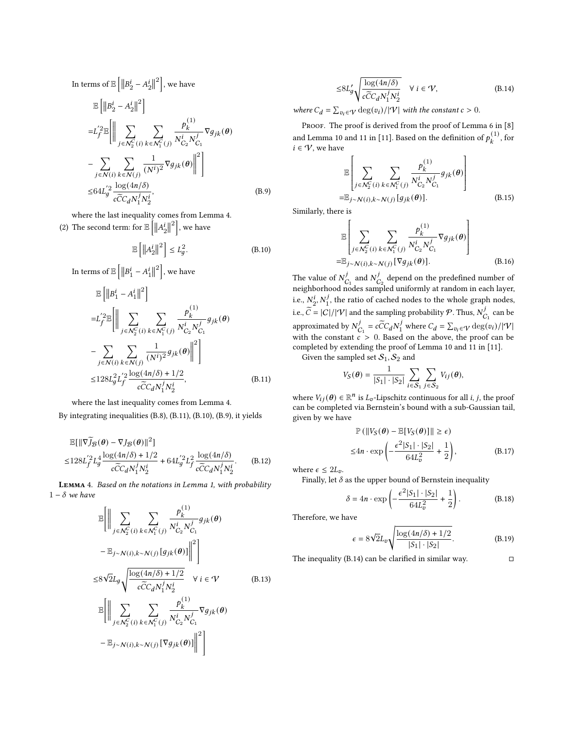In terms of $\mathbb{E}\left[\left\|B_2^i - A_2^i\right\|^2\right]$, we have

$$
\begin{aligned}
&\mathbb{E}\left[\left\|B_2^i - A_2^i\right\|^2\right] \\
=&L_f^{'2}\mathbb{E}\left[\left\| \sum_{j\in\mathcal{N}_2^C(i)} \sum_{k\in\mathcal{N}_1^C(j)} \frac{p_k^{(1)}}{N_{C_2}^i N_{C_1}^j} \nabla g_{jk}(\boldsymbol{\theta}) \right.\right. \\
&\left.\left. - \sum_{j\in\mathcal{N}(i)} \sum_{k\in\mathcal{N}(j)} \frac{1}{(N^i)^2} \nabla g_{jk}(\boldsymbol{\theta}) \right\|^2\right] \\
\leq& 64L_g^{'2} \frac{\log(4n/\delta)}{c\widetilde{C}C_d N_1^j N_2^i},
\end{aligned}
\tag{B.9}
$$

where the last inequality comes from Lemma 4.

(2) The second term: for $\mathbb{E}\left[\left\|A_2^i\right\|^2\right]$, we have

$$
\mathbb{E}\left[\left\|A_2^i\right\|^2\right] \leq L_g^2. \tag{B.10}
$$

In terms of $\mathbb{E}\left[\left\|B_1^i - A_1^i\right\|^2\right]$, we have

$$
\begin{aligned}
&\mathbb{E}\left[\left\|B_1^i - A_1^i\right\|^2\right] \\
=&L_f^{'2}\mathbb{E}\left[\left\| \sum_{j\in\mathcal{N}_2^C(i)} \sum_{k\in\mathcal{N}_1^C(j)} \frac{p_k^{(1)}}{N_{C_2}^i N_{C_1}^j} g_{jk}(\boldsymbol{\theta}) \right.\right. \\
&\left.\left. - \sum_{j\in\mathcal{N}(i)} \sum_{k\in\mathcal{N}(j)} \frac{1}{(N^i)^2} g_{jk}(\boldsymbol{\theta}) \right\|^2\right] \\
\leq& 128L_g^2 L_f^{'2} \frac{\log(4n/\delta)+1/2}{c\widetilde{C}C_d N_1^j N_2^i},
\end{aligned}
\tag{B.11}
$$

where the last inequality comes from Lemma 4.

By integrating inequalities (B.8), (B.11), (B.10), (B.9), it yields

$$
\begin{aligned}
&\mathbb{E}[\|\nabla\widetilde{J}_{\mathcal{B}}(\boldsymbol{\theta}) - \nabla J_{\mathcal{B}}(\boldsymbol{\theta})\|^2] \\
\leq& 128L_f^{'2}L_g^4 \frac{\log(4n/\delta)+1/2}{c\widetilde{C}C_d N_1^j N_2^i} + 64L_g^{'2}L_f^2 \frac{\log(4n/\delta)}{c\widetilde{C}C_d N_1^j N_2^i}.
\end{aligned}
\tag{B.12}
$$

**Lemma 4.** *Based on the notations in Lemma 1, with probability $1-\delta$ we have*

$$
\begin{aligned}
&\mathbb{E}\left[\left\| \sum_{j\in\mathcal{N}_2^C(i)} \sum_{k\in\mathcal{N}_1^C(j)} \frac{p_k^{(1)}}{N_{C_2}^i N_{C_1}^j} g_{jk}(\boldsymbol{\theta}) \right.\right. \\
&\left.\left. - \mathbb{E}_{j\sim\mathcal{N}(i),k\sim\mathcal{N}(j)}[g_{jk}(\boldsymbol{\theta})] \right\|^2\right] \\
\leq& 8\sqrt{2}L_g \sqrt{\frac{\log(4n/\delta)+1/2}{c\widetilde{C}C_d N_1^j N_2^i}} \quad \forall\, i \in \mathcal{V}
\end{aligned}
\tag{B.13}
$$

$$
\begin{aligned}
&\mathbb{E}\left[\left\| \sum_{j\in\mathcal{N}_2^C(i)} \sum_{k\in\mathcal{N}_1^C(j)} \frac{p_k^{(1)}}{N_{C_2}^i N_{C_1}^j} \nabla g_{jk}(\boldsymbol{\theta}) \right.\right. \\
&\left.\left. - \mathbb{E}_{j\sim\mathcal{N}(i),k\sim\mathcal{N}(j)}[\nabla g_{jk}(\boldsymbol{\theta})] \right\|^2\right] \\
\leq& 8L_g' \sqrt{\frac{\log(4n/\delta)}{c\widetilde{C}C_d N_1^j N_2^i}} \quad \forall\, i \in \mathcal{V},
\end{aligned}
\tag{B.14}
$$

*where $C_d = \sum_{v_i\in\mathcal{V}} \deg(v_i)/|\mathcal{V}|$ with the constant $c > 0$.*

*Proof.* The proof is derived from the proof of Lemma 6 in [8] and Lemma 10 and 11 in [11]. Based on the definition of $p_k^{(1)}$, for $i \in \mathcal{V}$, we have

$$
\begin{aligned}
&\mathbb{E}\left[\sum_{j\in\mathcal{N}_2^C(i)} \sum_{k\in\mathcal{N}_1^C(j)} \frac{p_k^{(1)}}{N_{C_2}^i N_{C_1}^j} g_{jk}(\boldsymbol{\theta})\right] \\
=&\mathbb{E}_{j\sim\mathcal{N}(i),k\sim\mathcal{N}(j)}[g_{jk}(\boldsymbol{\theta})].
\end{aligned}
\tag{B.15}
$$

Similarly, there is

$$
\begin{aligned}
&\mathbb{E}\left[\sum_{j\in\mathcal{N}_2^C(i)} \sum_{k\in\mathcal{N}_1^C(j)} \frac{p_k^{(1)}}{N_{C_2}^i N_{C_1}^j} \nabla g_{jk}(\boldsymbol{\theta})\right] \\
=&\mathbb{E}_{j\sim\mathcal{N}(i),k\sim\mathcal{N}(j)}[\nabla g_{jk}(\boldsymbol{\theta})].
\end{aligned}
\tag{B.16}
$$

The value of $N_{C_1}^j$ and $N_{C_2}^j$ depend on the predefined number of neighborhood nodes sampled uniformly at random in each layer, i.e., $N_2^i, N_1^j$, the ratio of cached nodes to the whole graph nodes, i.e., $\widetilde{C} = |\mathcal{C}|/|\mathcal{V}|$ and the sampling probability $\mathcal{P}$. Thus, $N_{C_1}^j$ can be approximated by $N_{C_1}^j = c\widetilde{C}C_d N_1^j$ where $C_d = \sum_{v_i\in\mathcal{V}} \deg(v_i)/|\mathcal{V}|$ with the constant $c > 0$. Based on the above, the proof can be completed by extending the proof of Lemma 10 and 11 in [11].

Given the sampled set $\mathcal{S}_1, \mathcal{S}_2$ and

$$
V_S(\boldsymbol{\theta}) = \frac{1}{|S_1| \cdot |S_2|} \sum_{i\in\mathcal{S}_1} \sum_{j\in\mathcal{S}_2} V_{ij}(\boldsymbol{\theta}),
$$

where $V_{ij}(\boldsymbol{\theta}) \in \mathbb{R}^n$ is $L_v$-Lipschitz continuous for all $i, j$, the proof can be completed via Bernstein's bound with a sub-Gaussian tail, given by we have

$$
\begin{aligned}
&\mathbb{P}\left(\|V_S(\boldsymbol{\theta}) - \mathbb{E}[V_S(\boldsymbol{\theta})]\| \geq \epsilon\right) \\
\leq& 4n \cdot \exp\left(-\frac{\epsilon^2|S_1| \cdot |S_2|}{64L_v^2} + \frac{1}{2}\right),
\end{aligned}
\tag{B.17}
$$

where $\epsilon \leq 2L_v$.

Finally, let $\delta$ as the upper bound of Bernstein inequality

$$
\delta = 4n \cdot \exp\left(-\frac{\epsilon^2|S_1| \cdot |S_2|}{64L_v^2} + \frac{1}{2}\right). \tag{B.18}
$$

Therefore, we have

$$
\epsilon = 8\sqrt{2}L_v \sqrt{\frac{\log(4n/\delta)+1/2}{|S_1| \cdot |S_2|}}. \tag{B.19}
$$

The inequality (B.14) can be clarified in similar way. □